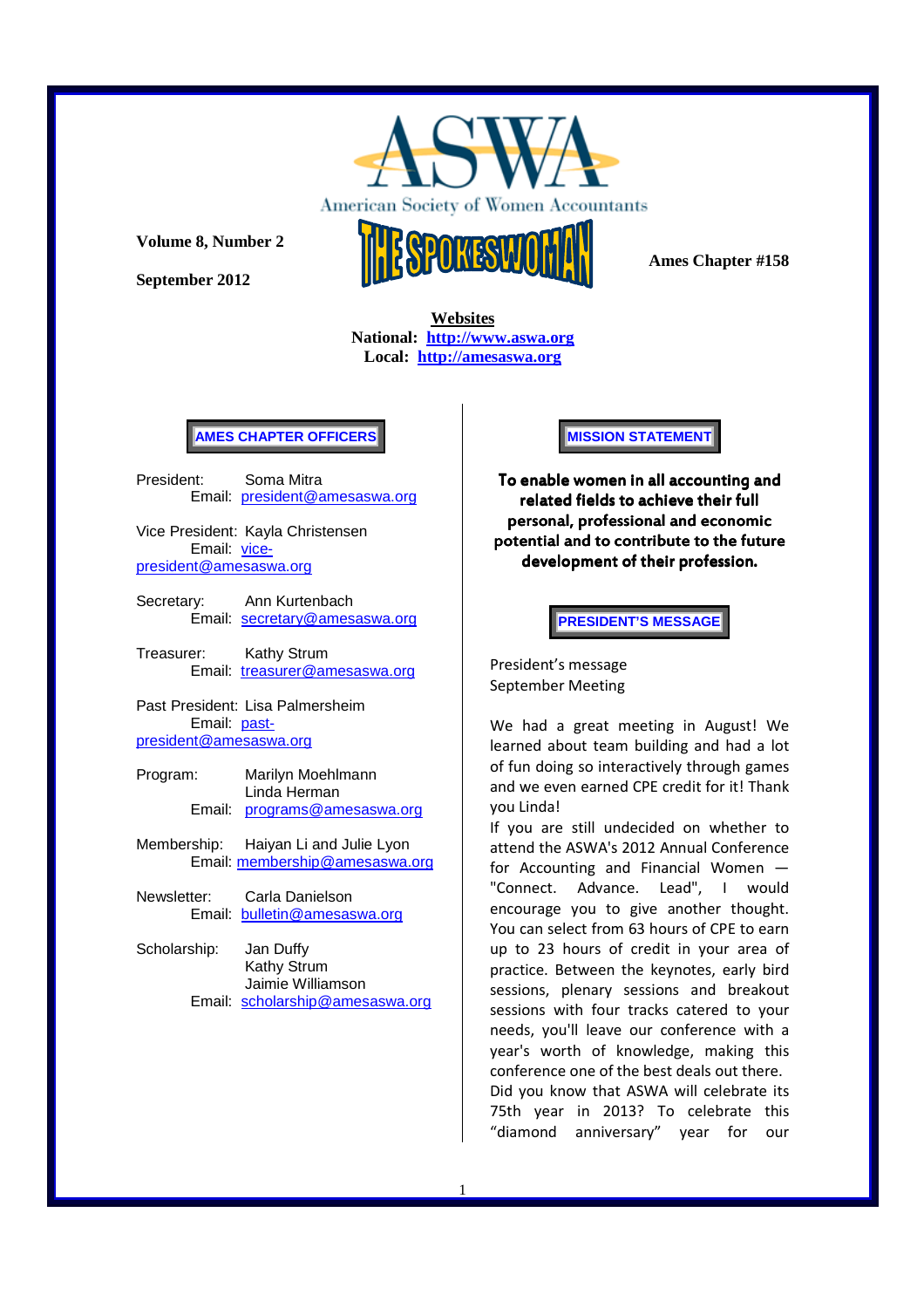# ASWA

American Society of Women Accountants

# THE SPOKESWOMAN

**Volume 8, Number 2**

**September 2012**

**Ames Chapter #158**

**Websites**

**National: http://www.aswa.org**

**Local: http://amesaswa.org**

## AMES CHAPTER OFFICERS

President: Soma Mitra
Email: president@amesaswa.org

Vice President: Kayla Christensen
Email: vice-president@amesaswa.org

Secretary: Ann Kurtenbach
Email: secretary@amesaswa.org

Treasurer: Kathy Strum
Email: treasurer@amesaswa.org

Past President: Lisa Palmersheim
Email: past-president@amesaswa.org

Program: Marilyn Moehlmann
Linda Herman
Email: programs@amesaswa.org

Membership: Haiyan Li and Julie Lyon
Email: membership@amesaswa.org

Newsletter: Carla Danielson
Email: bulletin@amesaswa.org

Scholarship: Jan Duffy
Kathy Strum
Jaimie Williamson
Email: scholarship@amesaswa.org

## MISSION STATEMENT

**To enable women in all accounting and related fields to achieve their full personal, professional and economic potential and to contribute to the future development of their profession.**

## PRESIDENT'S MESSAGE

President's message
September Meeting

We had a great meeting in August! We learned about team building and had a lot of fun doing so interactively through games and we even earned CPE credit for it! Thank you Linda!

If you are still undecided on whether to attend the ASWA's 2012 Annual Conference for Accounting and Financial Women — "Connect. Advance. Lead", I would encourage you to give another thought. You can select from 63 hours of CPE to earn up to 23 hours of credit in your area of practice. Between the keynotes, early bird sessions, plenary sessions and breakout sessions with four tracks catered to your needs, you'll leave our conference with a year's worth of knowledge, making this conference one of the best deals out there.

Did you know that ASWA will celebrate its 75th year in 2013? To celebrate this "diamond anniversary" year for our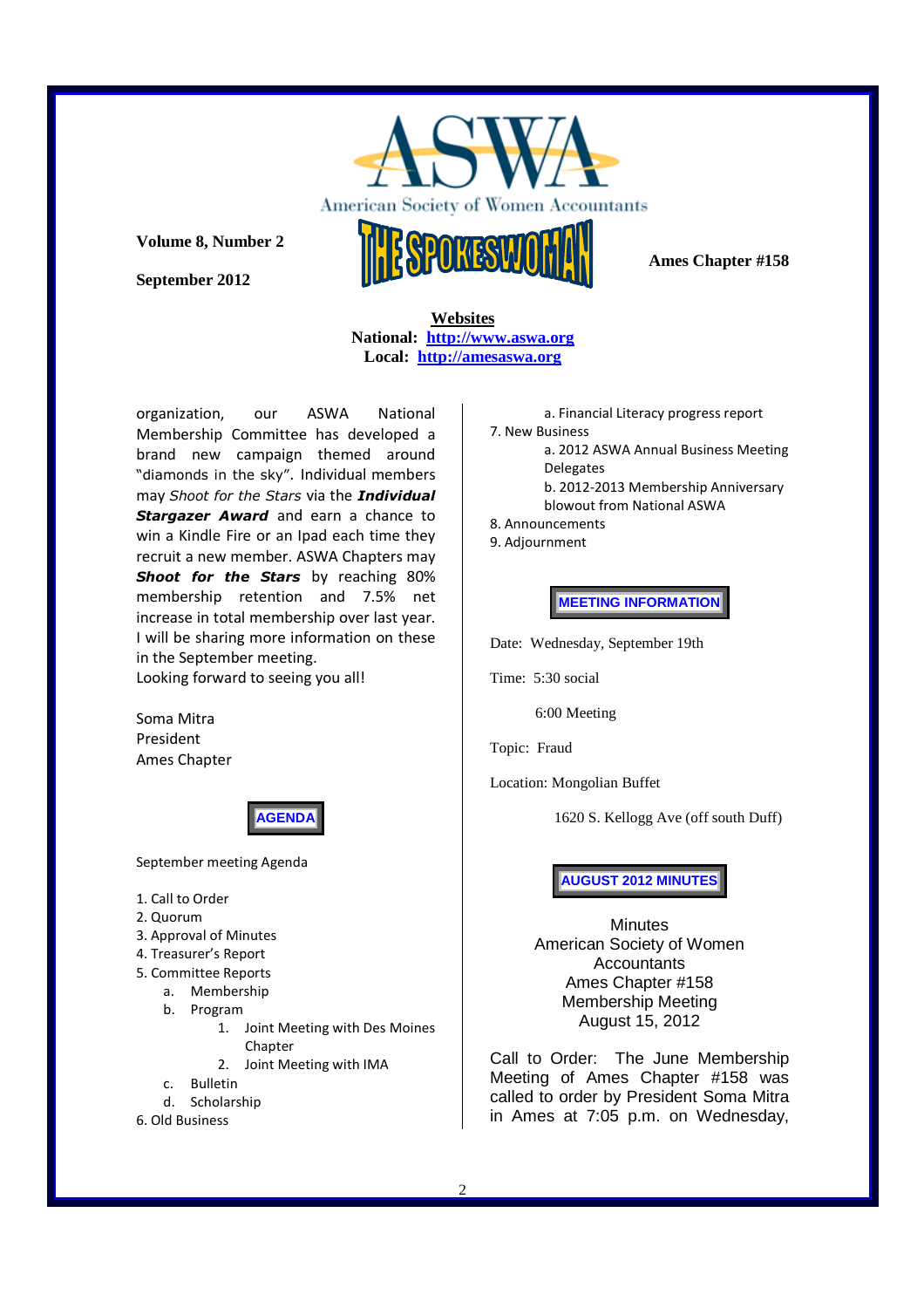American Society of Women Accountants

**Volume 8, Number 2**

**September 2012**

# THE SPOKESWOMAN

**Ames Chapter #158**

**Websites**
**National: http://www.aswa.org**
**Local: http://amesaswa.org**

organization, our ASWA National Membership Committee has developed a brand new campaign themed around "diamonds in the sky". Individual members may *Shoot for the Stars* via the ***Individual Stargazer Award*** and earn a chance to win a Kindle Fire or an Ipad each time they recruit a new member. ASWA Chapters may ***Shoot for the Stars*** by reaching 80% membership retention and 7.5% net increase in total membership over last year. I will be sharing more information on these in the September meeting.
Looking forward to seeing you all!

Soma Mitra
President
Ames Chapter

## AGENDA

September meeting Agenda

1. Call to Order
2. Quorum
3. Approval of Minutes
4. Treasurer's Report
5. Committee Reports
   a. Membership
   b. Program
      1. Joint Meeting with Des Moines Chapter
      2. Joint Meeting with IMA
   c. Bulletin
   d. Scholarship
6. Old Business
   a. Financial Literacy progress report
7. New Business
   a. 2012 ASWA Annual Business Meeting Delegates
   b. 2012-2013 Membership Anniversary blowout from National ASWA
8. Announcements
9. Adjournment

## MEETING INFORMATION

Date: Wednesday, September 19th

Time: 5:30 social

6:00 Meeting

Topic: Fraud

Location: Mongolian Buffet

1620 S. Kellogg Ave (off south Duff)

## AUGUST 2012 MINUTES

Minutes
American Society of Women Accountants
Ames Chapter #158
Membership Meeting
August 15, 2012

Call to Order: The June Membership Meeting of Ames Chapter #158 was called to order by President Soma Mitra in Ames at 7:05 p.m. on Wednesday,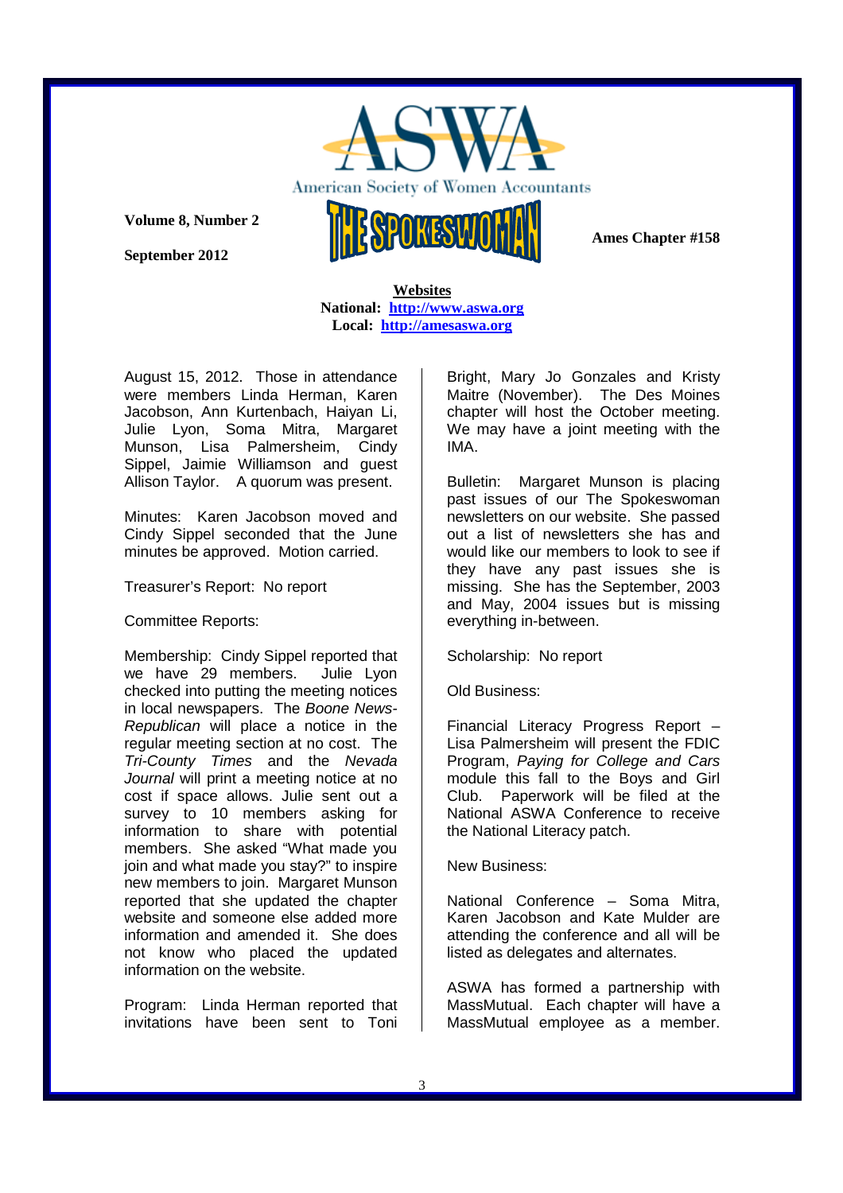# ASWA

American Society of Women Accountants

**Volume 8, Number 2**

**September 2012**

## THE SPOKESWOMAN

**Ames Chapter #158**

**Websites**

**National: http://www.aswa.org**

**Local: http://amesaswa.org**

August 15, 2012. Those in attendance were members Linda Herman, Karen Jacobson, Ann Kurtenbach, Haiyan Li, Julie Lyon, Soma Mitra, Margaret Munson, Lisa Palmersheim, Cindy Sippel, Jaimie Williamson and guest Allison Taylor. A quorum was present.

Minutes: Karen Jacobson moved and Cindy Sippel seconded that the June minutes be approved. Motion carried.

Treasurer's Report: No report

Committee Reports:

Membership: Cindy Sippel reported that we have 29 members. Julie Lyon checked into putting the meeting notices in local newspapers. The *Boone News-Republican* will place a notice in the regular meeting section at no cost. The *Tri-County Times* and the *Nevada Journal* will print a meeting notice at no cost if space allows. Julie sent out a survey to 10 members asking for information to share with potential members. She asked "What made you join and what made you stay?" to inspire new members to join. Margaret Munson reported that she updated the chapter website and someone else added more information and amended it. She does not know who placed the updated information on the website.

Program: Linda Herman reported that invitations have been sent to Toni Bright, Mary Jo Gonzales and Kristy Maitre (November). The Des Moines chapter will host the October meeting. We may have a joint meeting with the IMA.

Bulletin: Margaret Munson is placing past issues of our The Spokeswoman newsletters on our website. She passed out a list of newsletters she has and would like our members to look to see if they have any past issues she is missing. She has the September, 2003 and May, 2004 issues but is missing everything in-between.

Scholarship: No report

Old Business:

Financial Literacy Progress Report – Lisa Palmersheim will present the FDIC Program, *Paying for College and Cars* module this fall to the Boys and Girl Club. Paperwork will be filed at the National ASWA Conference to receive the National Literacy patch.

New Business:

National Conference – Soma Mitra, Karen Jacobson and Kate Mulder are attending the conference and all will be listed as delegates and alternates.

ASWA has formed a partnership with MassMutual. Each chapter will have a MassMutual employee as a member.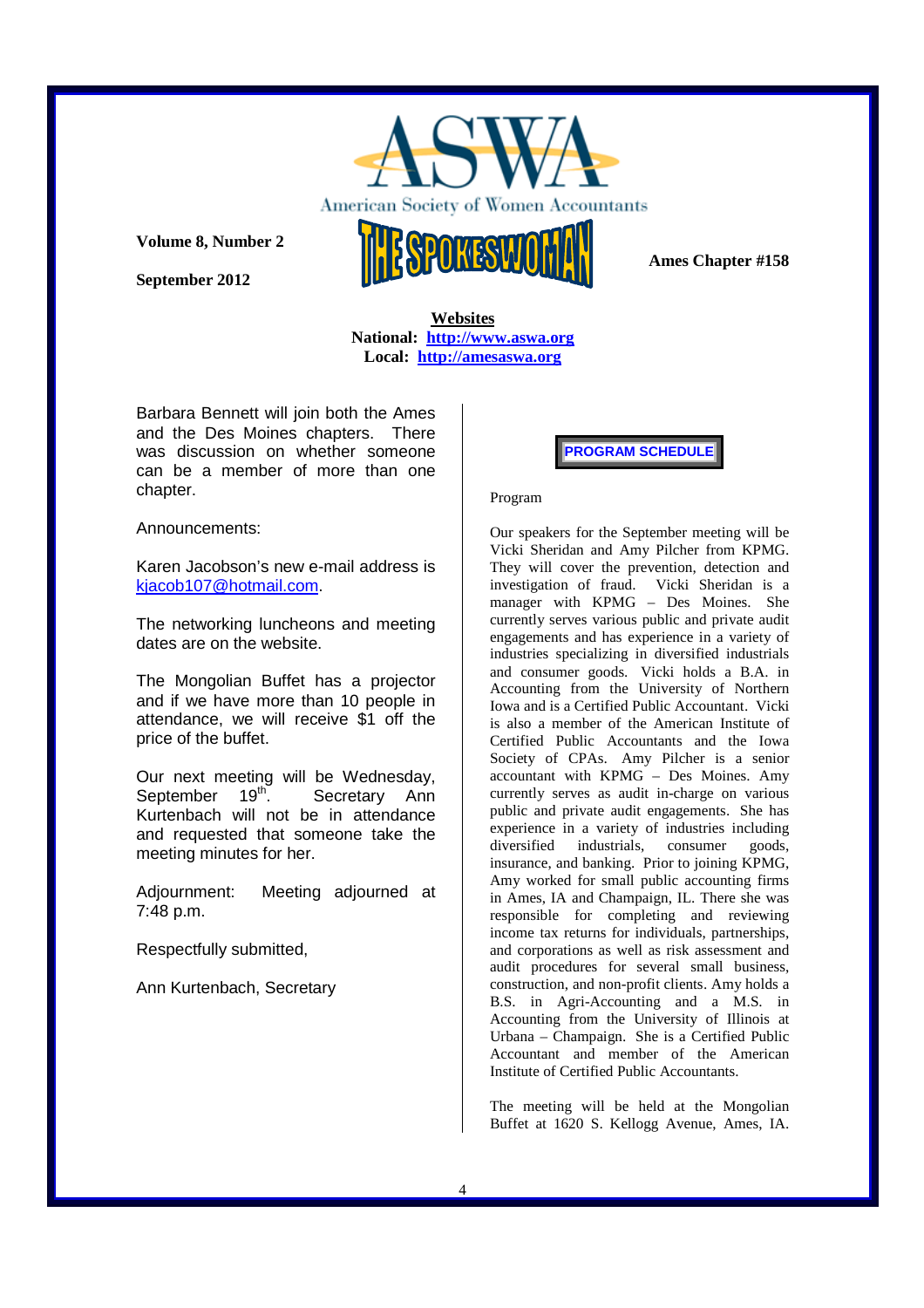American Society of Women Accountants

**Volume 8, Number 2**

**September 2012**

# THE SPOKESWOMAN

**Ames Chapter #158**

**Websites**
**National: http://www.aswa.org**
**Local: http://amesaswa.org**

Barbara Bennett will join both the Ames and the Des Moines chapters. There was discussion on whether someone can be a member of more than one chapter.

Announcements:

Karen Jacobson's new e-mail address is kjacob107@hotmail.com.

The networking luncheons and meeting dates are on the website.

The Mongolian Buffet has a projector and if we have more than 10 people in attendance, we will receive $1 off the price of the buffet.

Our next meeting will be Wednesday, September 19th. Secretary Ann Kurtenbach will not be in attendance and requested that someone take the meeting minutes for her.

Adjournment: Meeting adjourned at 7:48 p.m.

Respectfully submitted,

Ann Kurtenbach, Secretary

## PROGRAM SCHEDULE

Program

Our speakers for the September meeting will be Vicki Sheridan and Amy Pilcher from KPMG. They will cover the prevention, detection and investigation of fraud. Vicki Sheridan is a manager with KPMG – Des Moines. She currently serves various public and private audit engagements and has experience in a variety of industries specializing in diversified industrials and consumer goods. Vicki holds a B.A. in Accounting from the University of Northern Iowa and is a Certified Public Accountant. Vicki is also a member of the American Institute of Certified Public Accountants and the Iowa Society of CPAs. Amy Pilcher is a senior accountant with KPMG – Des Moines. Amy currently serves as audit in-charge on various public and private audit engagements. She has experience in a variety of industries including diversified industrials, consumer goods, insurance, and banking. Prior to joining KPMG, Amy worked for small public accounting firms in Ames, IA and Champaign, IL. There she was responsible for completing and reviewing income tax returns for individuals, partnerships, and corporations as well as risk assessment and audit procedures for several small business, construction, and non-profit clients. Amy holds a B.S. in Agri-Accounting and a M.S. in Accounting from the University of Illinois at Urbana – Champaign. She is a Certified Public Accountant and member of the American Institute of Certified Public Accountants.

The meeting will be held at the Mongolian Buffet at 1620 S. Kellogg Avenue, Ames, IA.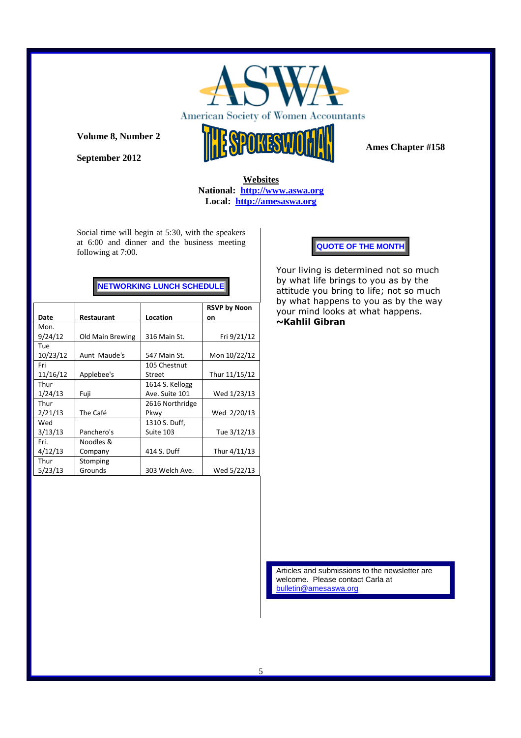American Society of Women Accountants

# THE SPOKESWOMAN

**Volume 8, Number 2**

**September 2012**

**Ames Chapter #158**

**Websites**

**National: http://www.aswa.org**

**Local: http://amesaswa.org**

Social time will begin at 5:30, with the speakers at 6:00 and dinner and the business meeting following at 7:00.

## NETWORKING LUNCH SCHEDULE

| Date | Restaurant | Location | RSVP by Noon on |
|---|---|---|---|
| Mon. 9/24/12 | Old Main Brewing | 316 Main St. | Fri 9/21/12 |
| Tue 10/23/12 | Aunt Maude's | 547 Main St. | Mon 10/22/12 |
| Fri 11/16/12 | Applebee's | 105 Chestnut Street | Thur 11/15/12 |
| Thur 1/24/13 | Fuji | 1614 S. Kellogg Ave. Suite 101 | Wed 1/23/13 |
| Thur 2/21/13 | The Café | 2616 Northridge Pkwy | Wed 2/20/13 |
| Wed 3/13/13 | Panchero's | 1310 S. Duff, Suite 103 | Tue 3/12/13 |
| Fri. 4/12/13 | Noodles & Company | 414 S. Duff | Thur 4/11/13 |
| Thur 5/23/13 | Stomping Grounds | 303 Welch Ave. | Wed 5/22/13 |

## QUOTE OF THE MONTH

Your living is determined not so much by what life brings to you as by the attitude you bring to life; not so much by what happens to you as by the way your mind looks at what happens.
**~Kahlil Gibran**

Articles and submissions to the newsletter are welcome. Please contact Carla at bulletin@amesaswa.org